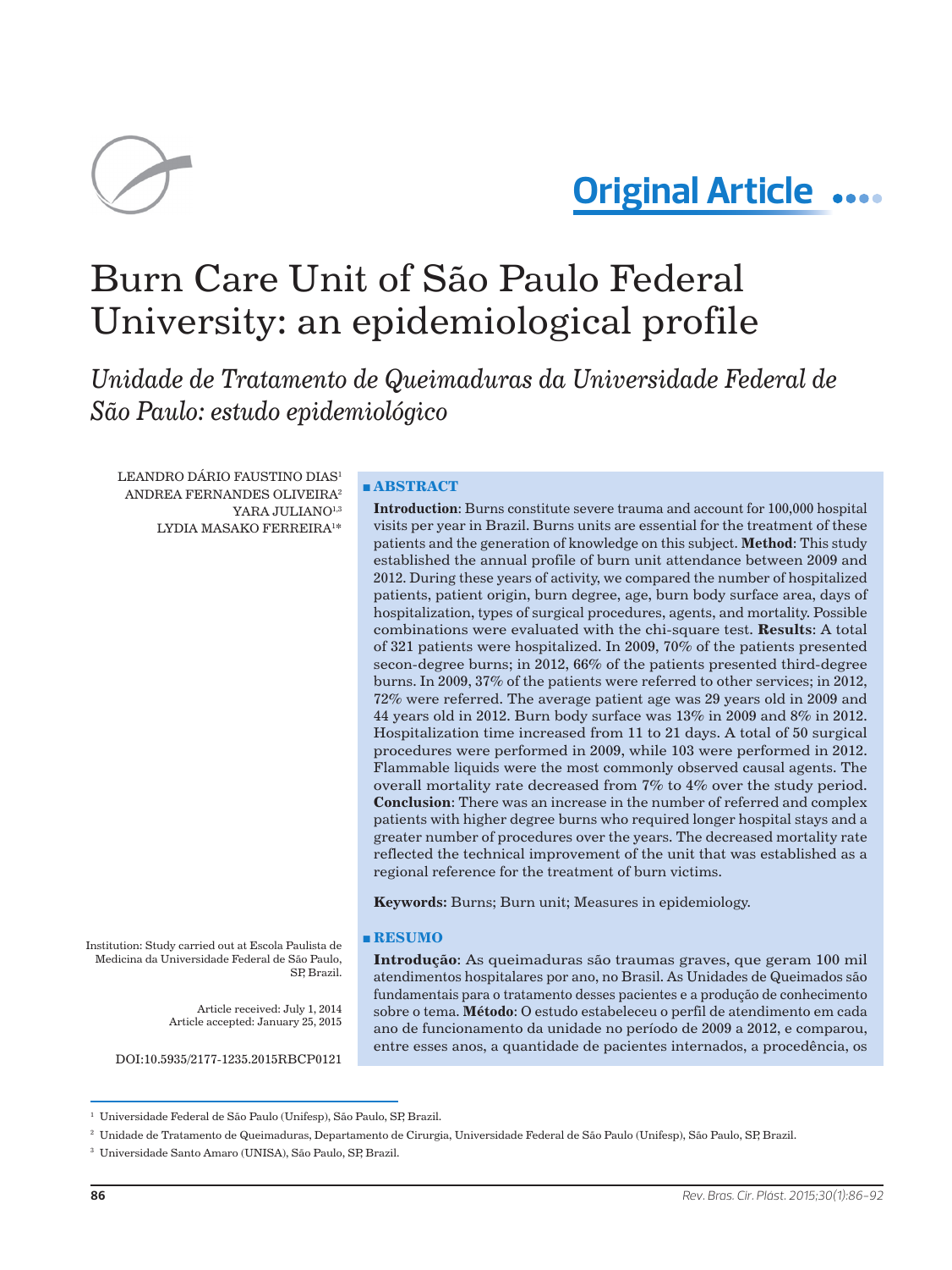**Original Article**

# Burn Care Unit of São Paulo Federal University: an epidemiological profile

## *Unidade de Tratamento de Queimaduras da Universidade Federal de São Paulo: estudo epidemiológico*

LEANDRO DÁRIO FAUSTINO DIAS[1]
ANDREA FERNANDES OLIVEIRA[2]
YARA JULIANO[1,3]
LYDIA MASAKO FERREIRA[1*]

### ABSTRACT

**Introduction**: Burns constitute severe trauma and account for 100,000 hospital visits per year in Brazil. Burns units are essential for the treatment of these patients and the generation of knowledge on this subject. **Method**: This study established the annual profile of burn unit attendance between 2009 and 2012. During these years of activity, we compared the number of hospitalized patients, patient origin, burn degree, age, burn body surface area, days of hospitalization, types of surgical procedures, agents, and mortality. Possible combinations were evaluated with the chi-square test. **Results**: A total of 321 patients were hospitalized. In 2009, 70% of the patients presented secon-degree burns; in 2012, 66% of the patients presented third-degree burns. In 2009, 37% of the patients were referred to other services; in 2012, 72% were referred. The average patient age was 29 years old in 2009 and 44 years old in 2012. Burn body surface was 13% in 2009 and 8% in 2012. Hospitalization time increased from 11 to 21 days. A total of 50 surgical procedures were performed in 2009, while 103 were performed in 2012. Flammable liquids were the most commonly observed causal agents. The overall mortality rate decreased from 7% to 4% over the study period. **Conclusion**: There was an increase in the number of referred and complex patients with higher degree burns who required longer hospital stays and a greater number of procedures over the years. The decreased mortality rate reflected the technical improvement of the unit that was established as a regional reference for the treatment of burn victims.

**Keywords:** Burns; Burn unit; Measures in epidemiology.

### RESUMO

**Introdução**: As queimaduras são traumas graves, que geram 100 mil atendimentos hospitalares por ano, no Brasil. As Unidades de Queimados são fundamentais para o tratamento desses pacientes e a produção de conhecimento sobre o tema. **Método**: O estudo estabeleceu o perfil de atendimento em cada ano de funcionamento da unidade no período de 2009 a 2012, e comparou, entre esses anos, a quantidade de pacientes internados, a procedência, os

Institution: Study carried out at Escola Paulista de Medicina da Universidade Federal de São Paulo, SP, Brazil.

Article received: July 1, 2014
Article accepted: January 25, 2015

DOI:10.5935/2177-1235.2015RBCP0121

[1] Universidade Federal de São Paulo (Unifesp), São Paulo, SP, Brazil.

[2] Unidade de Tratamento de Queimaduras, Departamento de Cirurgia, Universidade Federal de São Paulo (Unifesp), São Paulo, SP, Brazil.

[3] Universidade Santo Amaro (UNISA), São Paulo, SP, Brazil.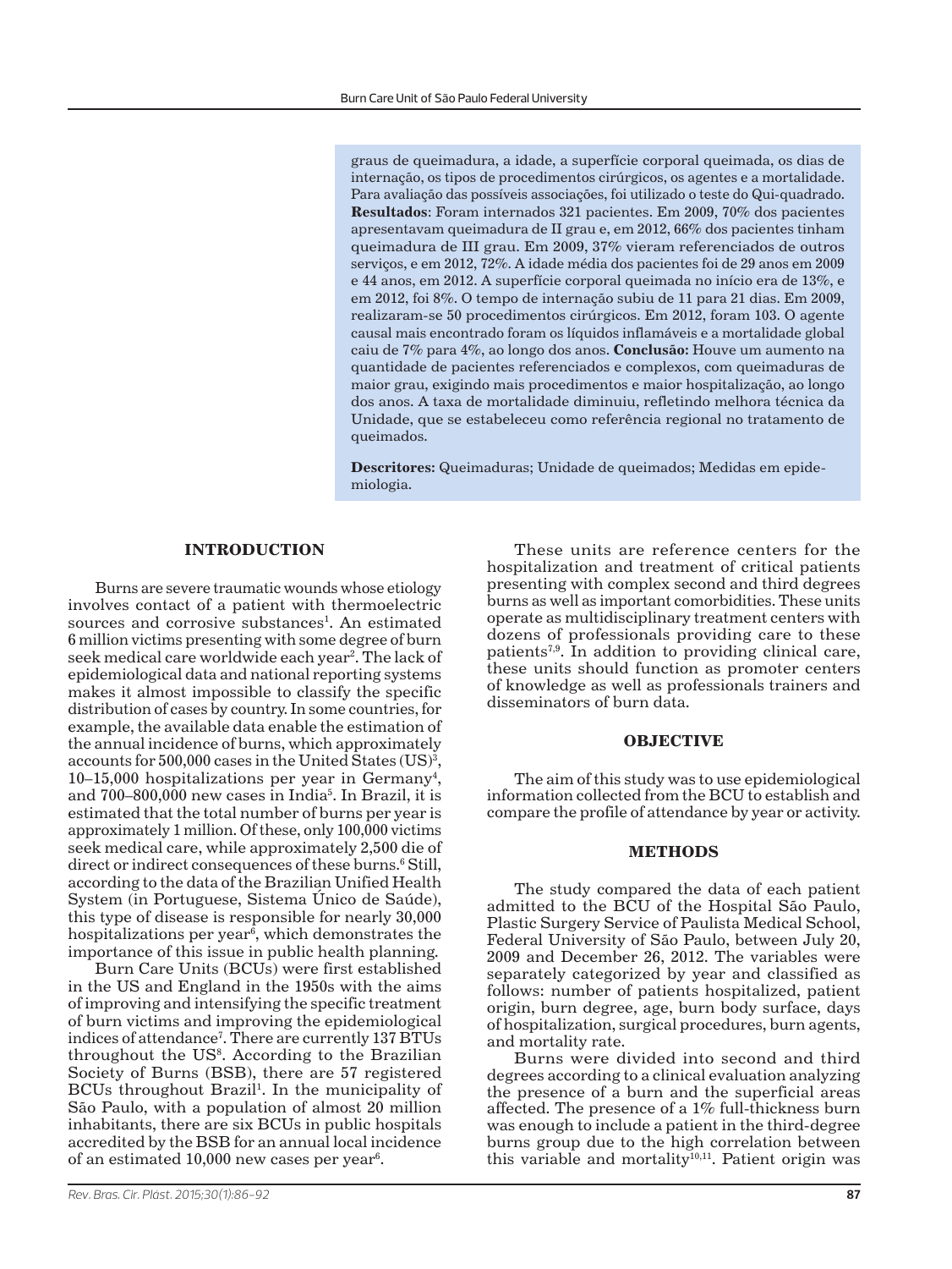graus de queimadura, a idade, a superfície corporal queimada, os dias de internação, os tipos de procedimentos cirúrgicos, os agentes e a mortalidade. Para avaliação das possíveis associações, foi utilizado o teste do Qui-quadrado. **Resultados**: Foram internados 321 pacientes. Em 2009, 70% dos pacientes apresentavam queimadura de II grau e, em 2012, 66% dos pacientes tinham queimadura de III grau. Em 2009, 37% vieram referenciados de outros serviços, e em 2012, 72%. A idade média dos pacientes foi de 29 anos em 2009 e 44 anos, em 2012. A superfície corporal queimada no início era de 13%, e em 2012, foi 8%. O tempo de internação subiu de 11 para 21 dias. Em 2009, realizaram-se 50 procedimentos cirúrgicos. Em 2012, foram 103. O agente causal mais encontrado foram os líquidos inflamáveis e a mortalidade global caiu de 7% para 4%, ao longo dos anos. **Conclusão:** Houve um aumento na quantidade de pacientes referenciados e complexos, com queimaduras de maior grau, exigindo mais procedimentos e maior hospitalização, ao longo dos anos. A taxa de mortalidade diminuiu, refletindo melhora técnica da Unidade, que se estabeleceu como referência regional no tratamento de queimados.

**Descritores:** Queimaduras; Unidade de queimados; Medidas em epidemiologia.

## INTRODUCTION

Burns are severe traumatic wounds whose etiology involves contact of a patient with thermoelectric sources and corrosive substances[1]. An estimated 6 million victims presenting with some degree of burn seek medical care worldwide each year[2]. The lack of epidemiological data and national reporting systems makes it almost impossible to classify the specific distribution of cases by country. In some countries, for example, the available data enable the estimation of the annual incidence of burns, which approximately accounts for 500,000 cases in the United States (US)[3], 10–15,000 hospitalizations per year in Germany[4], and 700–800,000 new cases in India[5]. In Brazil, it is estimated that the total number of burns per year is approximately 1 million. Of these, only 100,000 victims seek medical care, while approximately 2,500 die of direct or indirect consequences of these burns.[6] Still, according to the data of the Brazilian Unified Health System (in Portuguese, Sistema Único de Saúde), this type of disease is responsible for nearly 30,000 hospitalizations per year[6], which demonstrates the importance of this issue in public health planning.

Burn Care Units (BCUs) were first established in the US and England in the 1950s with the aims of improving and intensifying the specific treatment of burn victims and improving the epidemiological indices of attendance[7]. There are currently 137 BTUs throughout the US[8]. According to the Brazilian Society of Burns (BSB), there are 57 registered BCUs throughout Brazil[1]. In the municipality of São Paulo, with a population of almost 20 million inhabitants, there are six BCUs in public hospitals accredited by the BSB for an annual local incidence of an estimated 10,000 new cases per year[6].

These units are reference centers for the hospitalization and treatment of critical patients presenting with complex second and third degrees burns as well as important comorbidities. These units operate as multidisciplinary treatment centers with dozens of professionals providing care to these patients[7,9]. In addition to providing clinical care, these units should function as promoter centers of knowledge as well as professionals trainers and disseminators of burn data.

## OBJECTIVE

The aim of this study was to use epidemiological information collected from the BCU to establish and compare the profile of attendance by year or activity.

## METHODS

The study compared the data of each patient admitted to the BCU of the Hospital São Paulo, Plastic Surgery Service of Paulista Medical School, Federal University of São Paulo, between July 20, 2009 and December 26, 2012. The variables were separately categorized by year and classified as follows: number of patients hospitalized, patient origin, burn degree, age, burn body surface, days of hospitalization, surgical procedures, burn agents, and mortality rate.

Burns were divided into second and third degrees according to a clinical evaluation analyzing the presence of a burn and the superficial areas affected. The presence of a 1% full-thickness burn was enough to include a patient in the third-degree burns group due to the high correlation between this variable and mortality[10,11]. Patient origin was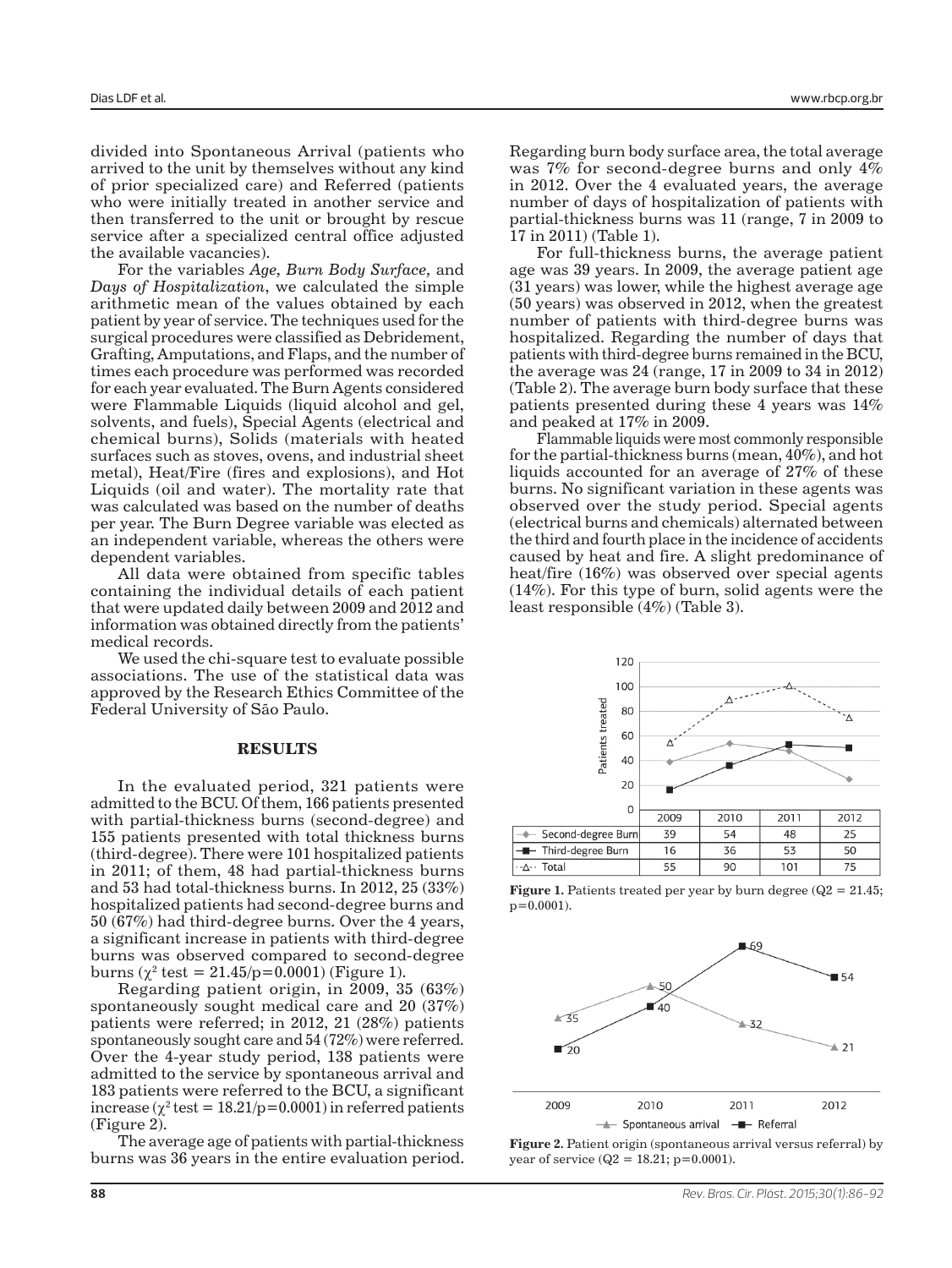divided into Spontaneous Arrival (patients who arrived to the unit by themselves without any kind of prior specialized care) and Referred (patients who were initially treated in another service and then transferred to the unit or brought by rescue service after a specialized central office adjusted the available vacancies).

For the variables *Age, Burn Body Surface,* and *Days of Hospitalization*, we calculated the simple arithmetic mean of the values obtained by each patient by year of service. The techniques used for the surgical procedures were classified as Debridement, Grafting, Amputations, and Flaps, and the number of times each procedure was performed was recorded for each year evaluated. The Burn Agents considered were Flammable Liquids (liquid alcohol and gel, solvents, and fuels), Special Agents (electrical and chemical burns), Solids (materials with heated surfaces such as stoves, ovens, and industrial sheet metal), Heat/Fire (fires and explosions), and Hot Liquids (oil and water). The mortality rate that was calculated was based on the number of deaths per year. The Burn Degree variable was elected as an independent variable, whereas the others were dependent variables.

All data were obtained from specific tables containing the individual details of each patient that were updated daily between 2009 and 2012 and information was obtained directly from the patients' medical records.

We used the chi-square test to evaluate possible associations. The use of the statistical data was approved by the Research Ethics Committee of the Federal University of São Paulo.

## RESULTS

In the evaluated period, 321 patients were admitted to the BCU. Of them, 166 patients presented with partial-thickness burns (second-degree) and 155 patients presented with total thickness burns (third-degree). There were 101 hospitalized patients in 2011; of them, 48 had partial-thickness burns and 53 had total-thickness burns. In 2012, 25 (33%) hospitalized patients had second-degree burns and 50 (67%) had third-degree burns. Over the 4 years, a significant increase in patients with third-degree burns was observed compared to second-degree burns ($\chi^2$ test = 21.45/p=0.0001) (Figure 1).

Regarding patient origin, in 2009, 35 (63%) spontaneously sought medical care and 20 (37%) patients were referred; in 2012, 21 (28%) patients spontaneously sought care and 54 (72%) were referred. Over the 4-year study period, 138 patients were admitted to the service by spontaneous arrival and 183 patients were referred to the BCU, a significant increase ($\chi^2$ test = 18.21/p=0.0001) in referred patients (Figure 2).

The average age of patients with partial-thickness burns was 36 years in the entire evaluation period. Regarding burn body surface area, the total average was 7% for second-degree burns and only 4% in 2012. Over the 4 evaluated years, the average number of days of hospitalization of patients with partial-thickness burns was 11 (range, 7 in 2009 to 17 in 2011) (Table 1).

For full-thickness burns, the average patient age was 39 years. In 2009, the average patient age (31 years) was lower, while the highest average age (50 years) was observed in 2012, when the greatest number of patients with third-degree burns was hospitalized. Regarding the number of days that patients with third-degree burns remained in the BCU, the average was 24 (range, 17 in 2009 to 34 in 2012) (Table 2). The average burn body surface that these patients presented during these 4 years was 14% and peaked at 17% in 2009.

Flammable liquids were most commonly responsible for the partial-thickness burns (mean, 40%), and hot liquids accounted for an average of 27% of these burns. No significant variation in these agents was observed over the study period. Special agents (electrical burns and chemicals) alternated between the third and fourth place in the incidence of accidents caused by heat and fire. A slight predominance of heat/fire (16%) was observed over special agents (14%). For this type of burn, solid agents were the least responsible (4%) (Table 3).

| | 2009 | 2010 | 2011 | 2012 |
|---|---|---|---|---|
| Second-degree Burn | 39 | 54 | 48 | 25 |
| Third-degree Burn | 16 | 36 | 53 | 50 |
| Total | 55 | 90 | 101 | 75 |

**Figure 1.** Patients treated per year by burn degree (Q2 = 21.45; p=0.0001).

**Figure 2.** Patient origin (spontaneous arrival versus referral) by year of service (Q2 = 18.21; p=0.0001).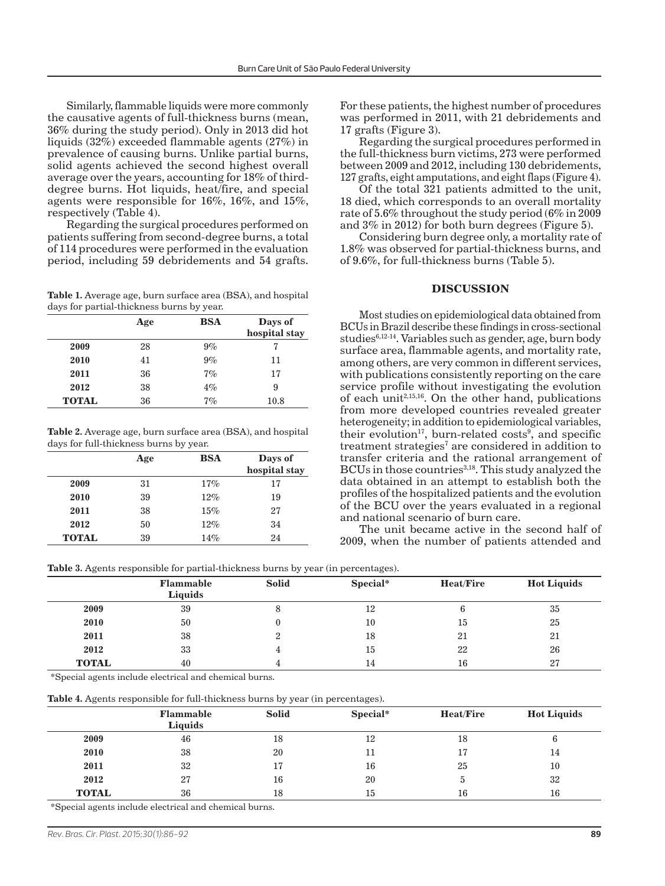Similarly, flammable liquids were more commonly the causative agents of full-thickness burns (mean, 36% during the study period). Only in 2013 did hot liquids (32%) exceeded flammable agents (27%) in prevalence of causing burns. Unlike partial burns, solid agents achieved the second highest overall average over the years, accounting for 18% of third-degree burns. Hot liquids, heat/fire, and special agents were responsible for 16%, 16%, and 15%, respectively (Table 4).

Regarding the surgical procedures performed on patients suffering from second-degree burns, a total of 114 procedures were performed in the evaluation period, including 59 debridements and 54 grafts. For these patients, the highest number of procedures was performed in 2011, with 21 debridements and 17 grafts (Figure 3).

Regarding the surgical procedures performed in the full-thickness burn victims, 273 were performed between 2009 and 2012, including 130 debridements, 127 grafts, eight amputations, and eight flaps (Figure 4).

Of the total 321 patients admitted to the unit, 18 died, which corresponds to an overall mortality rate of 5.6% throughout the study period (6% in 2009 and 3% in 2012) for both burn degrees (Figure 5).

Considering burn degree only, a mortality rate of 1.8% was observed for partial-thickness burns, and of 9.6%, for full-thickness burns (Table 5).

**Table 1.** Average age, burn surface area (BSA), and hospital days for partial-thickness burns by year.

| | Age | BSA | Days of hospital stay |
|---|---|---|---|
| **2009** | 28 | 9% | 7 |
| **2010** | 41 | 9% | 11 |
| **2011** | 36 | 7% | 17 |
| **2012** | 38 | 4% | 9 |
| **TOTAL** | 36 | 7% | 10.8 |

**Table 2.** Average age, burn surface area (BSA), and hospital days for full-thickness burns by year.

| | Age | BSA | Days of hospital stay |
|---|---|---|---|
| **2009** | 31 | 17% | 17 |
| **2010** | 39 | 12% | 19 |
| **2011** | 38 | 15% | 27 |
| **2012** | 50 | 12% | 34 |
| **TOTAL** | 39 | 14% | 24 |

## DISCUSSION

Most studies on epidemiological data obtained from BCUs in Brazil describe these findings in cross-sectional studies[6,12-14]. Variables such as gender, age, burn body surface area, flammable agents, and mortality rate, among others, are very common in different services, with publications consistently reporting on the care service profile without investigating the evolution of each unit[2,15,16]. On the other hand, publications from more developed countries revealed greater heterogeneity; in addition to epidemiological variables, their evolution[17], burn-related costs[9], and specific treatment strategies[7] are considered in addition to transfer criteria and the rational arrangement of BCUs in those countries[3,18]. This study analyzed the data obtained in an attempt to establish both the profiles of the hospitalized patients and the evolution of the BCU over the years evaluated in a regional and national scenario of burn care.

The unit became active in the second half of 2009, when the number of patients attended and

**Table 3.** Agents responsible for partial-thickness burns by year (in percentages).

| | Flammable Liquids | Solid | Special* | Heat/Fire | Hot Liquids |
|---|---|---|---|---|---|
| **2009** | 39 | 8 | 12 | 6 | 35 |
| **2010** | 50 | 0 | 10 | 15 | 25 |
| **2011** | 38 | 2 | 18 | 21 | 21 |
| **2012** | 33 | 4 | 15 | 22 | 26 |
| **TOTAL** | 40 | 4 | 14 | 16 | 27 |

*Special agents include electrical and chemical burns.

**Table 4.** Agents responsible for full-thickness burns by year (in percentages).

| | Flammable Liquids | Solid | Special* | Heat/Fire | Hot Liquids |
|---|---|---|---|---|---|
| **2009** | 46 | 18 | 12 | 18 | 6 |
| **2010** | 38 | 20 | 11 | 17 | 14 |
| **2011** | 32 | 17 | 16 | 25 | 10 |
| **2012** | 27 | 16 | 20 | 5 | 32 |
| **TOTAL** | 36 | 18 | 15 | 16 | 16 |

*Special agents include electrical and chemical burns.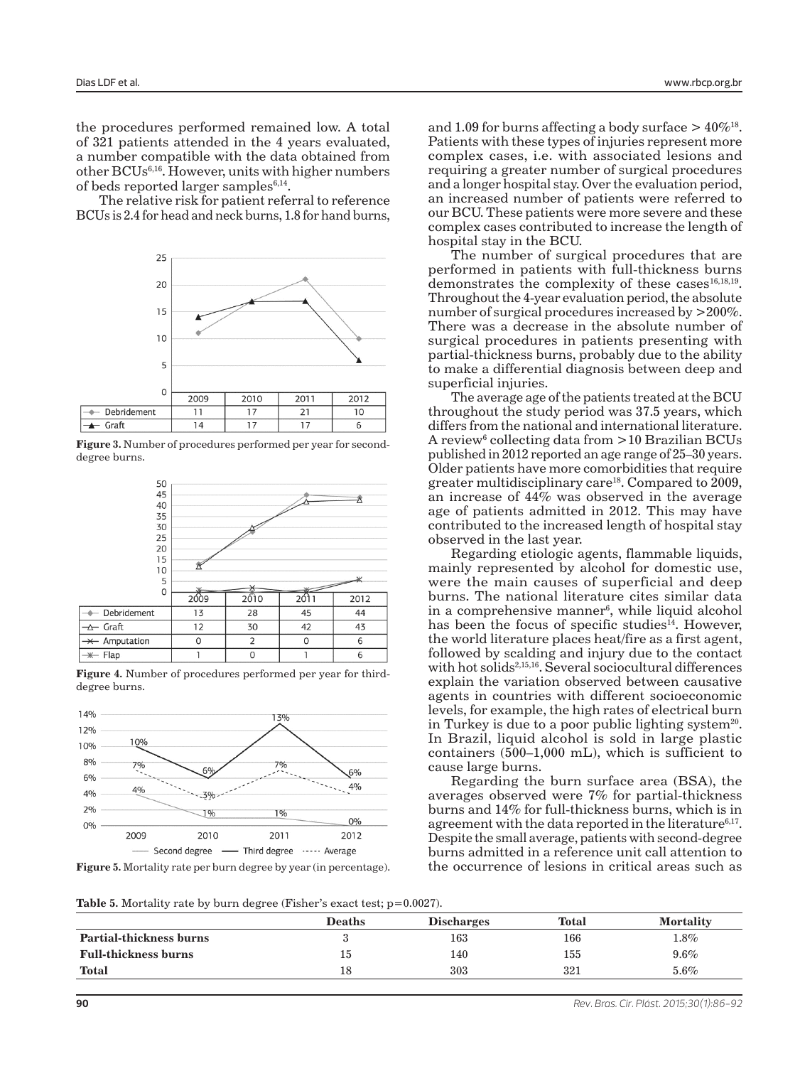the procedures performed remained low. A total of 321 patients attended in the 4 years evaluated, a number compatible with the data obtained from other BCUs[6,16]. However, units with higher numbers of beds reported larger samples[6,14].

The relative risk for patient referral to reference BCUs is 2.4 for head and neck burns, 1.8 for hand burns,

| | 2009 | 2010 | 2011 | 2012 |
|---|---|---|---|---|
| Debridement | 11 | 17 | 21 | 10 |
| Graft | 14 | 17 | 17 | 6 |

**Figure 3.** Number of procedures performed per year for second-degree burns.

| | 2009 | 2010 | 2011 | 2012 |
|---|---|---|---|---|
| Debridement | 13 | 28 | 45 | 44 |
| Graft | 12 | 30 | 42 | 43 |
| Amputation | 0 | 2 | 0 | 6 |
| Flap | 1 | 0 | 1 | 6 |

**Figure 4.** Number of procedures performed per year for third-degree burns.

**Figure 5.** Mortality rate per burn degree by year (in percentage).

and 1.09 for burns affecting a body surface > 40%[18]. Patients with these types of injuries represent more complex cases, i.e. with associated lesions and requiring a greater number of surgical procedures and a longer hospital stay. Over the evaluation period, an increased number of patients were referred to our BCU. These patients were more severe and these complex cases contributed to increase the length of hospital stay in the BCU.

The number of surgical procedures that are performed in patients with full-thickness burns demonstrates the complexity of these cases[16,18,19]. Throughout the 4-year evaluation period, the absolute number of surgical procedures increased by >200%. There was a decrease in the absolute number of surgical procedures in patients presenting with partial-thickness burns, probably due to the ability to make a differential diagnosis between deep and superficial injuries.

The average age of the patients treated at the BCU throughout the study period was 37.5 years, which differs from the national and international literature. A review[6] collecting data from >10 Brazilian BCUs published in 2012 reported an age range of 25–30 years. Older patients have more comorbidities that require greater multidisciplinary care[18]. Compared to 2009, an increase of 44% was observed in the average age of patients admitted in 2012. This may have contributed to the increased length of hospital stay observed in the last year.

Regarding etiologic agents, flammable liquids, mainly represented by alcohol for domestic use, were the main causes of superficial and deep burns. The national literature cites similar data in a comprehensive manner[6], while liquid alcohol has been the focus of specific studies[14]. However, the world literature places heat/fire as a first agent, followed by scalding and injury due to the contact with hot solids[2,15,16]. Several sociocultural differences explain the variation observed between causative agents in countries with different socioeconomic levels, for example, the high rates of electrical burn in Turkey is due to a poor public lighting system[20]. In Brazil, liquid alcohol is sold in large plastic containers (500–1,000 mL), which is sufficient to cause large burns.

Regarding the burn surface area (BSA), the averages observed were 7% for partial-thickness burns and 14% for full-thickness burns, which is in agreement with the data reported in the literature[6,17]. Despite the small average, patients with second-degree burns admitted in a reference unit call attention to the occurrence of lesions in critical areas such as

**Table 5.** Mortality rate by burn degree (Fisher's exact test; p=0.0027).

| | Deaths | Discharges | Total | Mortality |
|---|---|---|---|---|
| **Partial-thickness burns** | 3 | 163 | 166 | 1.8% |
| **Full-thickness burns** | 15 | 140 | 155 | 9.6% |
| **Total** | 18 | 303 | 321 | 5.6% |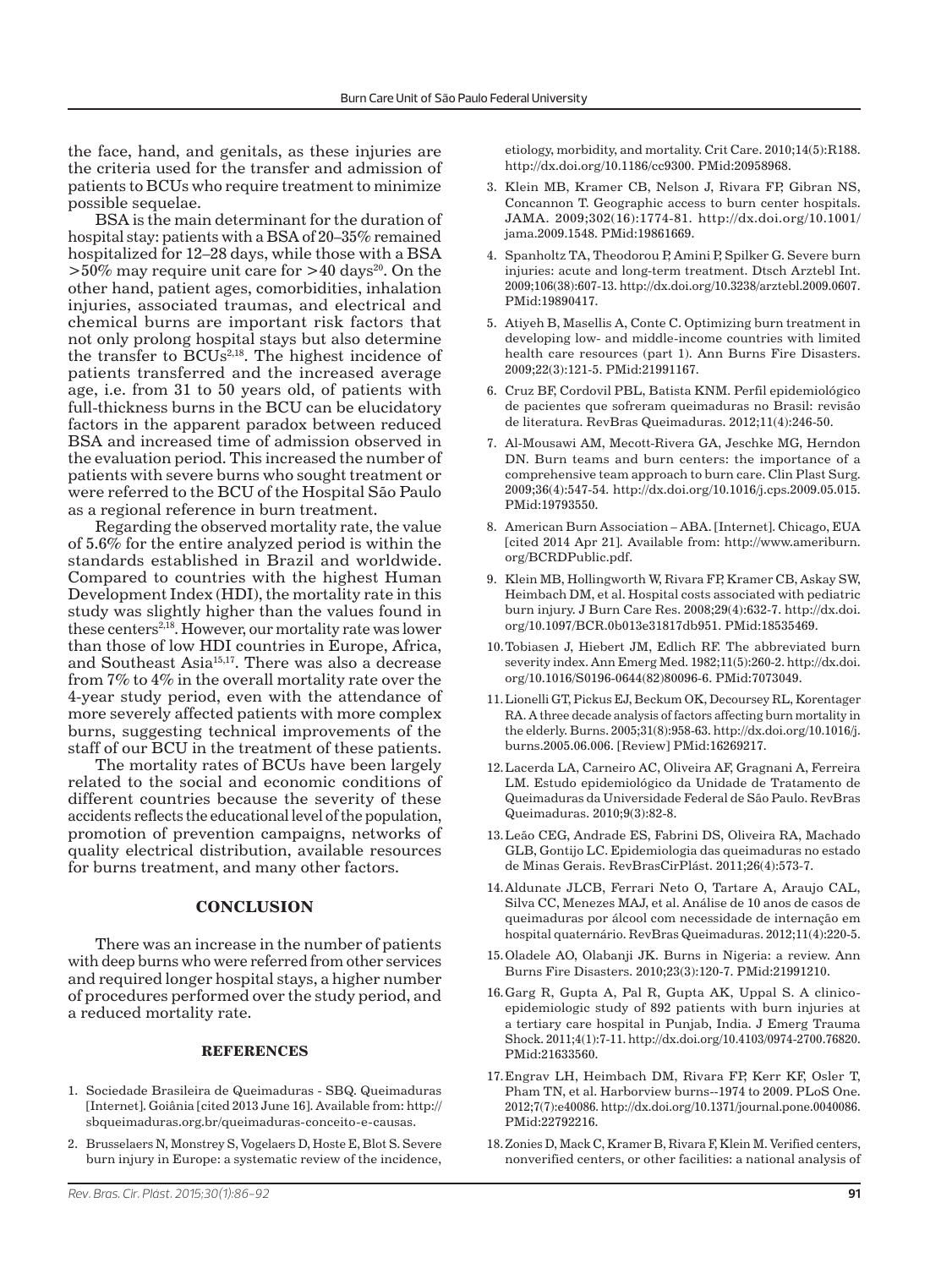the face, hand, and genitals, as these injuries are the criteria used for the transfer and admission of patients to BCUs who require treatment to minimize possible sequelae.

BSA is the main determinant for the duration of hospital stay: patients with a BSA of 20–35% remained hospitalized for 12–28 days, while those with a BSA >50% may require unit care for >40 days[20]. On the other hand, patient ages, comorbidities, inhalation injuries, associated traumas, and electrical and chemical burns are important risk factors that not only prolong hospital stays but also determine the transfer to BCUs[2,18]. The highest incidence of patients transferred and the increased average age, i.e. from 31 to 50 years old, of patients with full-thickness burns in the BCU can be elucidatory factors in the apparent paradox between reduced BSA and increased time of admission observed in the evaluation period. This increased the number of patients with severe burns who sought treatment or were referred to the BCU of the Hospital São Paulo as a regional reference in burn treatment.

Regarding the observed mortality rate, the value of 5.6% for the entire analyzed period is within the standards established in Brazil and worldwide. Compared to countries with the highest Human Development Index (HDI), the mortality rate in this study was slightly higher than the values found in these centers[2,18]. However, our mortality rate was lower than those of low HDI countries in Europe, Africa, and Southeast Asia[15,17]. There was also a decrease from 7% to 4% in the overall mortality rate over the 4-year study period, even with the attendance of more severely affected patients with more complex burns, suggesting technical improvements of the staff of our BCU in the treatment of these patients.

The mortality rates of BCUs have been largely related to the social and economic conditions of different countries because the severity of these accidents reflects the educational level of the population, promotion of prevention campaigns, networks of quality electrical distribution, available resources for burns treatment, and many other factors.

## CONCLUSION

There was an increase in the number of patients with deep burns who were referred from other services and required longer hospital stays, a higher number of procedures performed over the study period, and a reduced mortality rate.

## REFERENCES

1. Sociedade Brasileira de Queimaduras - SBQ. Queimaduras [Internet]. Goiânia [cited 2013 June 16]. Available from: http://sbqueimaduras.org.br/queimaduras-conceito-e-causas.
2. Brusselaers N, Monstrey S, Vogelaers D, Hoste E, Blot S. Severe burn injury in Europe: a systematic review of the incidence, etiology, morbidity, and mortality. Crit Care. 2010;14(5):R188. http://dx.doi.org/10.1186/cc9300. PMid:20958968.
3. Klein MB, Kramer CB, Nelson J, Rivara FP, Gibran NS, Concannon T. Geographic access to burn center hospitals. JAMA. 2009;302(16):1774-81. http://dx.doi.org/10.1001/jama.2009.1548. PMid:19861669.
4. Spanholtz TA, Theodorou P, Amini P, Spilker G. Severe burn injuries: acute and long-term treatment. Dtsch Arztebl Int. 2009;106(38):607-13. http://dx.doi.org/10.3238/arztebl.2009.0607. PMid:19890417.
5. Atiyeh B, Masellis A, Conte C. Optimizing burn treatment in developing low- and middle-income countries with limited health care resources (part 1). Ann Burns Fire Disasters. 2009;22(3):121-5. PMid:21991167.
6. Cruz BF, Cordovil PBL, Batista KNM. Perfil epidemiológico de pacientes que sofreram queimaduras no Brasil: revisão de literatura. RevBras Queimaduras. 2012;11(4):246-50.
7. Al-Mousawi AM, Mecott-Rivera GA, Jeschke MG, Herndon DN. Burn teams and burn centers: the importance of a comprehensive team approach to burn care. Clin Plast Surg. 2009;36(4):547-54. http://dx.doi.org/10.1016/j.cps.2009.05.015. PMid:19793550.
8. American Burn Association – ABA. [Internet]. Chicago, EUA [cited 2014 Apr 21]. Available from: http://www.ameriburn.org/BCRDPublic.pdf.
9. Klein MB, Hollingworth W, Rivara FP, Kramer CB, Askay SW, Heimbach DM, et al. Hospital costs associated with pediatric burn injury. J Burn Care Res. 2008;29(4):632-7. http://dx.doi.org/10.1097/BCR.0b013e31817db951. PMid:18535469.
10. Tobiasen J, Hiebert JM, Edlich RF. The abbreviated burn severity index. Ann Emerg Med. 1982;11(5):260-2. http://dx.doi.org/10.1016/S0196-0644(82)80096-6. PMid:7073049.
11. Lionelli GT, Pickus EJ, Beckum OK, Decoursey RL, Korentager RA. A three decade analysis of factors affecting burn mortality in the elderly. Burns. 2005;31(8):958-63. http://dx.doi.org/10.1016/j.burns.2005.06.006. [Review] PMid:16269217.
12. Lacerda LA, Carneiro AC, Oliveira AF, Gragnani A, Ferreira LM. Estudo epidemiológico da Unidade de Tratamento de Queimaduras da Universidade Federal de São Paulo. RevBras Queimaduras. 2010;9(3):82-8.
13. Leão CEG, Andrade ES, Fabrini DS, Oliveira RA, Machado GLB, Gontijo LC. Epidemiologia das queimaduras no estado de Minas Gerais. RevBrasCirPlást. 2011;26(4):573-7.
14. Aldunate JLCB, Ferrari Neto O, Tartare A, Araujo CAL, Silva CC, Menezes MAJ, et al. Análise de 10 anos de casos de queimaduras por álcool com necessidade de internação em hospital quaternário. RevBras Queimaduras. 2012;11(4):220-5.
15. Oladele AO, Olabanji JK. Burns in Nigeria: a review. Ann Burns Fire Disasters. 2010;23(3):120-7. PMid:21991210.
16. Garg R, Gupta A, Pal R, Gupta AK, Uppal S. A clinico-epidemiologic study of 892 patients with burn injuries at a tertiary care hospital in Punjab, India. J Emerg Trauma Shock. 2011;4(1):7-11. http://dx.doi.org/10.4103/0974-2700.76820. PMid:21633560.
17. Engrav LH, Heimbach DM, Rivara FP, Kerr KF, Osler T, Pham TN, et al. Harborview burns--1974 to 2009. PLoS One. 2012;7(7):e40086. http://dx.doi.org/10.1371/journal.pone.0040086. PMid:22792216.
18. Zonies D, Mack C, Kramer B, Rivara F, Klein M. Verified centers, nonverified centers, or other facilities: a national analysis of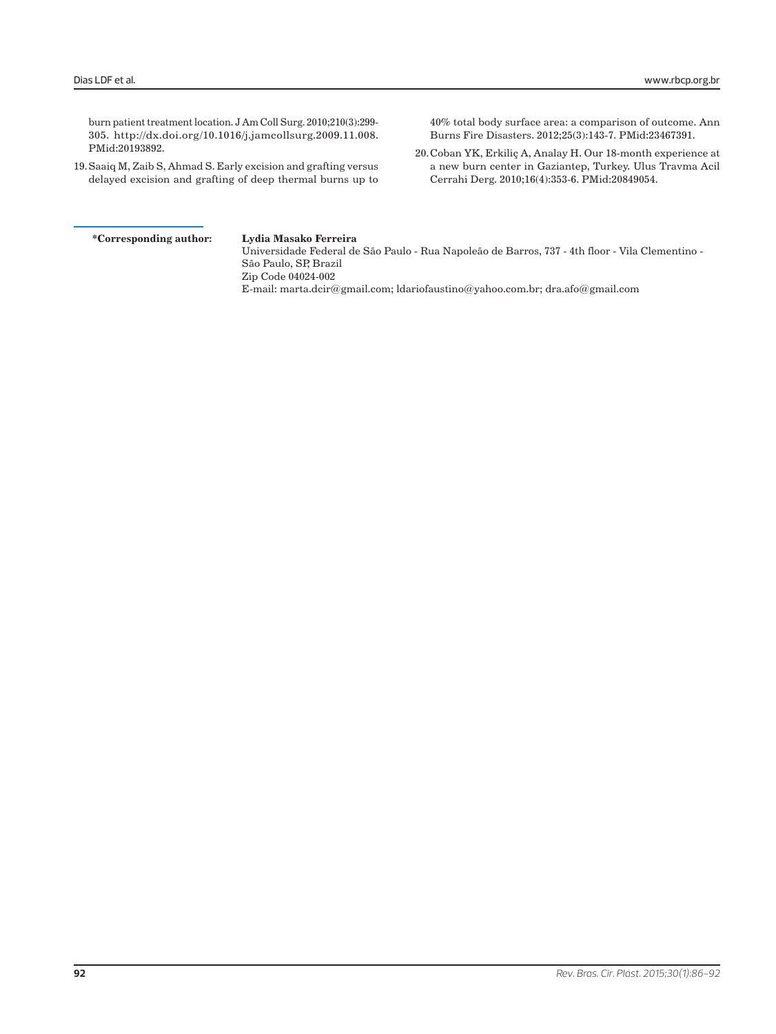burn patient treatment location. J Am Coll Surg. 2010;210(3):299-305. http://dx.doi.org/10.1016/j.jamcollsurg.2009.11.008. PMid:20193892.

19. Saaiq M, Zaib S, Ahmad S. Early excision and grafting versus delayed excision and grafting of deep thermal burns up to 40% total body surface area: a comparison of outcome. Ann Burns Fire Disasters. 2012;25(3):143-7. PMid:23467391.

20. Coban YK, Erkiliç A, Analay H. Our 18-month experience at a new burn center in Gaziantep, Turkey. Ulus Travma Acil Cerrahi Derg. 2010;16(4):353-6. PMid:20849054.

**\*Corresponding author:** **Lydia Masako Ferreira**
Universidade Federal de São Paulo - Rua Napoleão de Barros, 737 - 4th floor - Vila Clementino - São Paulo, SP, Brazil
Zip Code 04024-002
E-mail: marta.dcir@gmail.com; ldariofaustino@yahoo.com.br; dra.afo@gmail.com